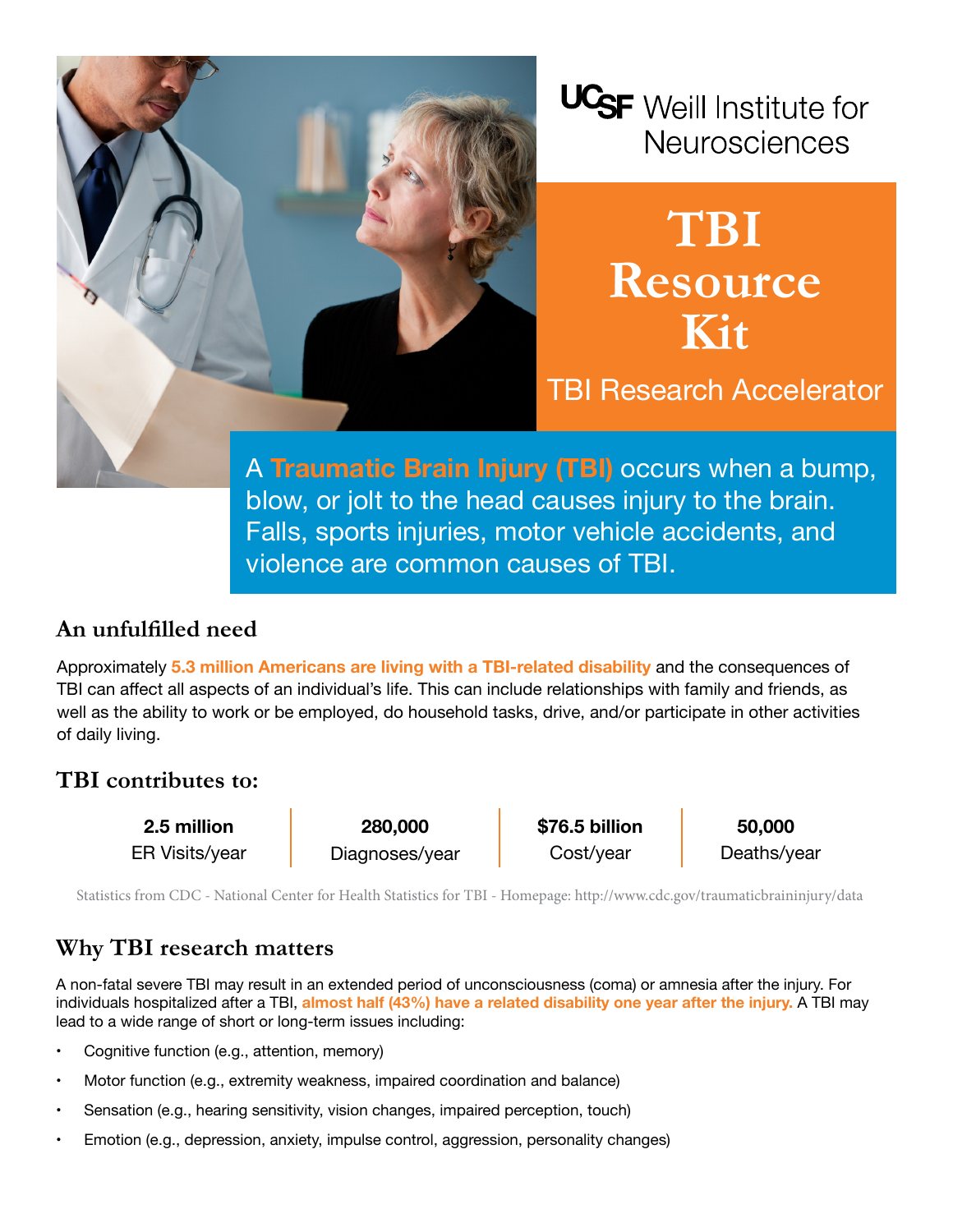UCSF Weill Institute for Neurosciences

# TBI Resource Kit

## TBI Research Accelerator

A **Traumatic Brain Injury (TBI)** occurs when a bump, blow, or jolt to the head causes injury to the brain. Falls, sports injuries, motor vehicle accidents, and violence are common causes of TBI.

## An unfulfilled need

Approximately **5.3 million Americans are living with a TBI-related disability** and the consequences of TBI can affect all aspects of an individual's life. This can include relationships with family and friends, as well as the ability to work or be employed, do household tasks, drive, and/or participate in other activities of daily living.

## TBI contributes to:

| 2.5 million | 280,000 | $76.5 billion | 50,000 |
|---|---|---|---|
| ER Visits/year | Diagnoses/year | Cost/year | Deaths/year |

Statistics from CDC - National Center for Health Statistics for TBI - Homepage: http://www.cdc.gov/traumaticbraininjury/data

## Why TBI research matters

A non-fatal severe TBI may result in an extended period of unconsciousness (coma) or amnesia after the injury. For individuals hospitalized after a TBI, **almost half (43%) have a related disability one year after the injury.** A TBI may lead to a wide range of short or long-term issues including:

- Cognitive function (e.g., attention, memory)
- Motor function (e.g., extremity weakness, impaired coordination and balance)
- Sensation (e.g., hearing sensitivity, vision changes, impaired perception, touch)
- Emotion (e.g., depression, anxiety, impulse control, aggression, personality changes)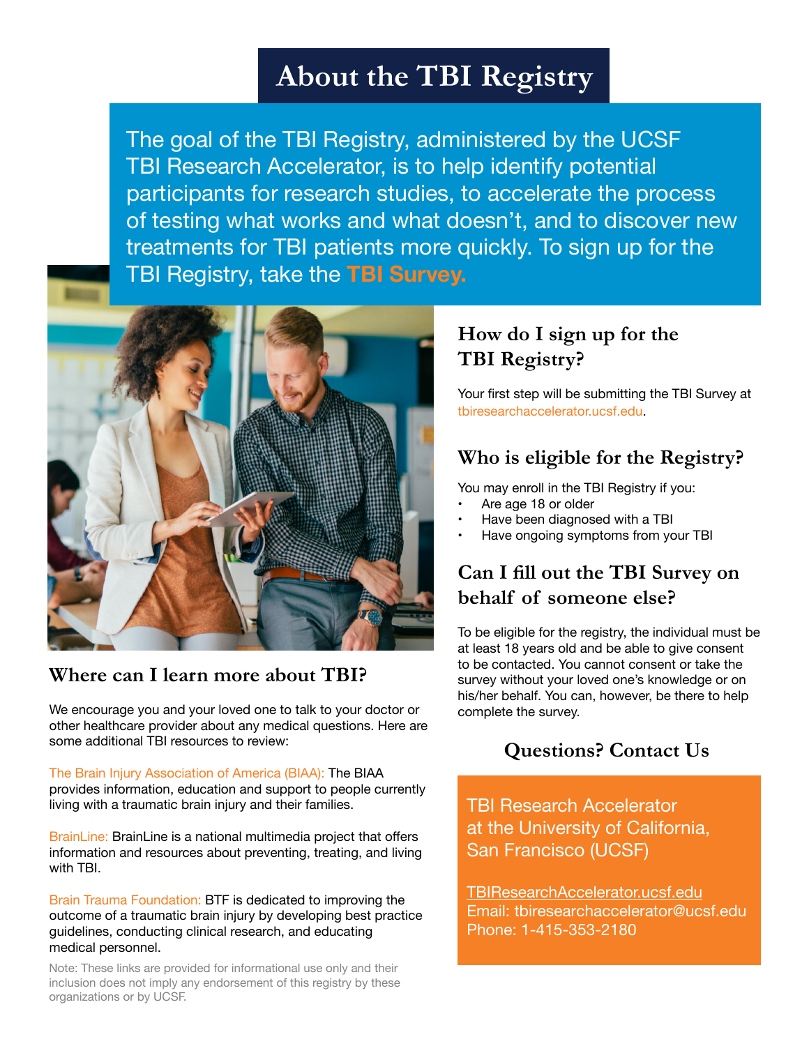# About the TBI Registry

The goal of the TBI Registry, administered by the UCSF TBI Research Accelerator, is to help identify potential participants for research studies, to accelerate the process of testing what works and what doesn't, and to discover new treatments for TBI patients more quickly. To sign up for the TBI Registry, take the **TBI Survey.**

## How do I sign up for the TBI Registry?

Your first step will be submitting the TBI Survey at tbiresearchaccelerator.ucsf.edu.

## Who is eligible for the Registry?

You may enroll in the TBI Registry if you:

- Are age 18 or older
- Have been diagnosed with a TBI
- Have ongoing symptoms from your TBI

## Can I fill out the TBI Survey on behalf of someone else?

To be eligible for the registry, the individual must be at least 18 years old and be able to give consent to be contacted. You cannot consent or take the survey without your loved one's knowledge or on his/her behalf. You can, however, be there to help complete the survey.

## Where can I learn more about TBI?

We encourage you and your loved one to talk to your doctor or other healthcare provider about any medical questions. Here are some additional TBI resources to review:

The Brain Injury Association of America (BIAA): The BIAA provides information, education and support to people currently living with a traumatic brain injury and their families.

BrainLine: BrainLine is a national multimedia project that offers information and resources about preventing, treating, and living with TBI.

Brain Trauma Foundation: BTF is dedicated to improving the outcome of a traumatic brain injury by developing best practice guidelines, conducting clinical research, and educating medical personnel.

Note: These links are provided for informational use only and their inclusion does not imply any endorsement of this registry by these organizations or by UCSF.

## Questions? Contact Us

TBI Research Accelerator at the University of California, San Francisco (UCSF)

TBIResearchAccelerator.ucsf.edu
Email: tbiresearchaccelerator@ucsf.edu
Phone: 1-415-353-2180